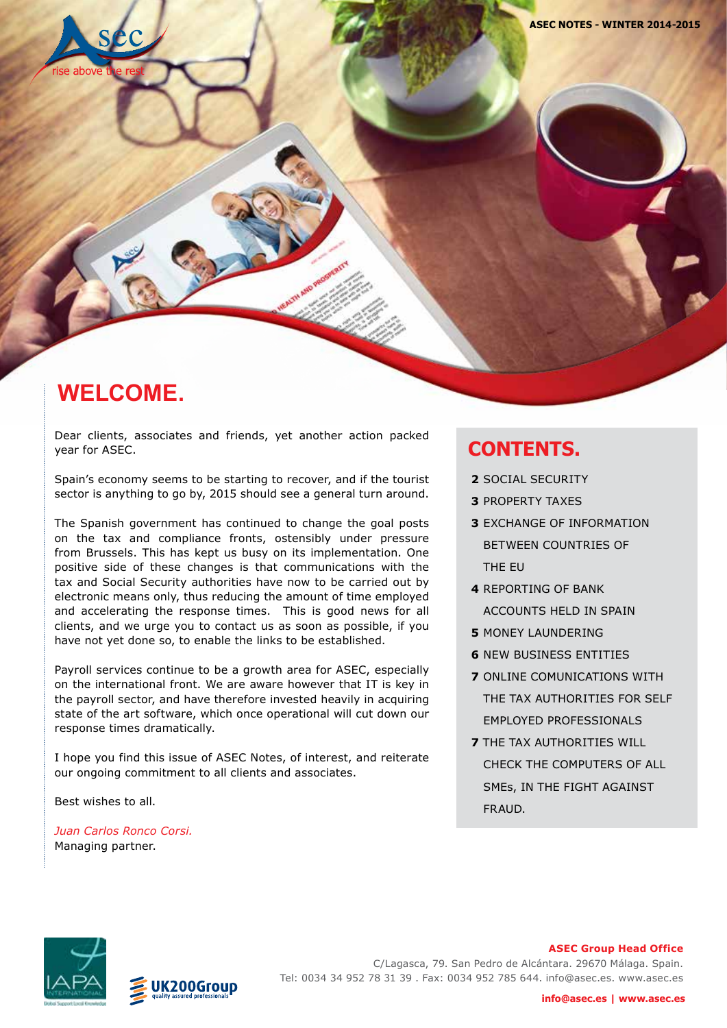# WELCOME.

Dear clients, associates and friends, yet another action packed year for ASEC.

Spain's economy seems to be starting to recover, and if the tourist sector is anything to go by, 2015 should see a general turn around.

The Spanish government has continued to change the goal posts on the tax and compliance fronts, ostensibly under pressure from Brussels. This has kept us busy on its implementation. One positive side of these changes is that communications with the tax and Social Security authorities have now to be carried out by electronic means only, thus reducing the amount of time employed and accelerating the response times. This is good news for all clients, and we urge you to contact us as soon as possible, if you have not yet done so, to enable the links to be established.

Payroll services continue to be a growth area for ASEC, especially on the international front. We are aware however that IT is key in the payroll sector, and have therefore invested heavily in acquiring state of the art software, which once operational will cut down our response times dramatically.

I hope you find this issue of ASEC Notes, of interest, and reiterate our ongoing commitment to all clients and associates.

Best wishes to all.

*Juan Carlos Ronco Corsi.*
Managing partner.

## CONTENTS.

**2** SOCIAL SECURITY
**3** PROPERTY TAXES
**3** EXCHANGE OF INFORMATION BETWEEN COUNTRIES OF THE EU
**4** REPORTING OF BANK ACCOUNTS HELD IN SPAIN
**5** MONEY LAUNDERING
**6** NEW BUSINESS ENTITIES
**7** ONLINE COMUNICATIONS WITH THE TAX AUTHORITIES FOR SELF EMPLOYED PROFESSIONALS
**7** THE TAX AUTHORITIES WILL CHECK THE COMPUTERS OF ALL SMEs, IN THE FIGHT AGAINST FRAUD.

**ASEC Group Head Office**
C/Lagasca, 79. San Pedro de Alcántara. 29670 Málaga. Spain.
Tel: 0034 34 952 78 31 39 . Fax: 0034 952 785 644. info@asec.es. www.asec.es

**info@asec.es | www.asec.es**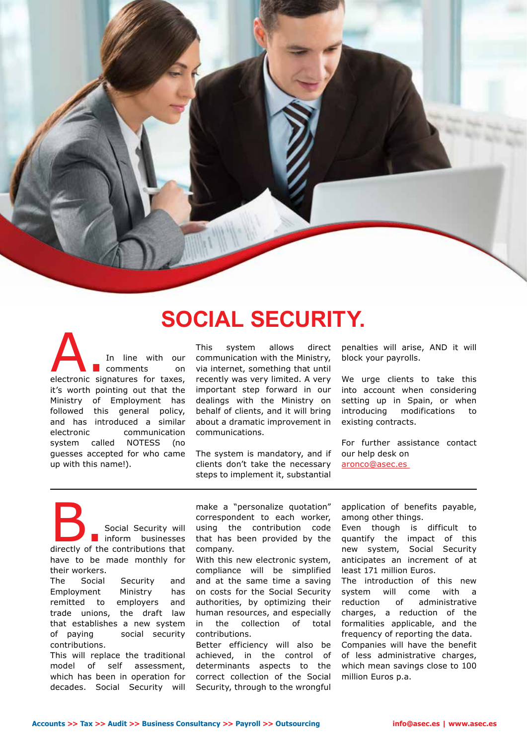# SOCIAL SECURITY.

**A.** In line with our comments on electronic signatures for taxes, it's worth pointing out that the Ministry of Employment has followed this general policy, and has introduced a similar electronic communication system called NOTESS (no guesses accepted for who came up with this name!).

This system allows direct communication with the Ministry, via internet, something that until recently was very limited. A very important step forward in our dealings with the Ministry on behalf of clients, and it will bring about a dramatic improvement in communications.

The system is mandatory, and if clients don't take the necessary steps to implement it, substantial penalties will arise, AND it will block your payrolls.

We urge clients to take this into account when considering setting up in Spain, or when introducing modifications to existing contracts.

For further assistance contact our help desk on aronco@asec.es

---

**B.** Social Security will inform businesses directly of the contributions that have to be made monthly for their workers.

The Social Security and Employment Ministry has remitted to employers and trade unions, the draft law that establishes a new system of paying social security contributions.

This will replace the traditional model of self assessment, which has been in operation for decades. Social Security will make a "personalize quotation" correspondent to each worker, using the contribution code that has been provided by the company.

With this new electronic system, compliance will be simplified and at the same time a saving on costs for the Social Security authorities, by optimizing their human resources, and especially in the collection of total contributions.

Better efficiency will also be achieved, in the control of determinants aspects to the correct collection of the Social Security, through to the wrongful application of benefits payable, among other things.

Even though is difficult to quantify the impact of this new system, Social Security anticipates an increment of at least 171 million Euros.

The introduction of this new system will come with a reduction of administrative charges, a reduction of the formalities applicable, and the frequency of reporting the data.

Companies will have the benefit of less administrative charges, which mean savings close to 100 million Euros p.a.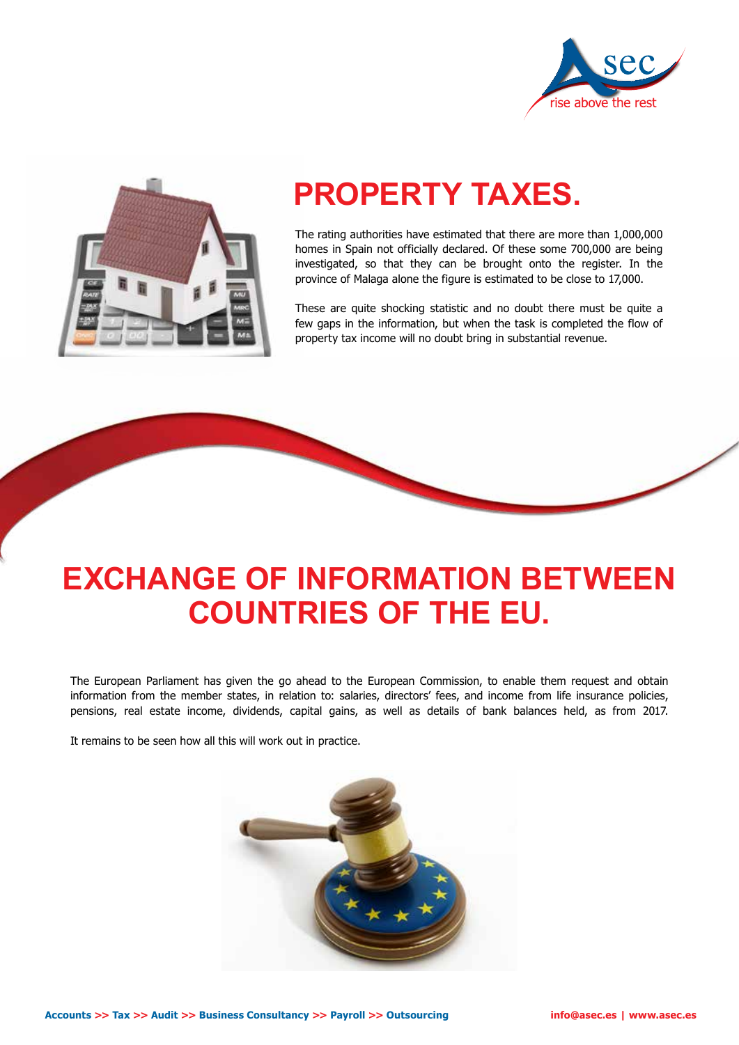# PROPERTY TAXES.

The rating authorities have estimated that there are more than 1,000,000 homes in Spain not officially declared. Of these some 700,000 are being investigated, so that they can be brought onto the register. In the province of Malaga alone the figure is estimated to be close to 17,000.

These are quite shocking statistic and no doubt there must be quite a few gaps in the information, but when the task is completed the flow of property tax income will no doubt bring in substantial revenue.

# EXCHANGE OF INFORMATION BETWEEN COUNTRIES OF THE EU.

The European Parliament has given the go ahead to the European Commission, to enable them request and obtain information from the member states, in relation to: salaries, directors' fees, and income from life insurance policies, pensions, real estate income, dividends, capital gains, as well as details of bank balances held, as from 2017.

It remains to be seen how all this will work out in practice.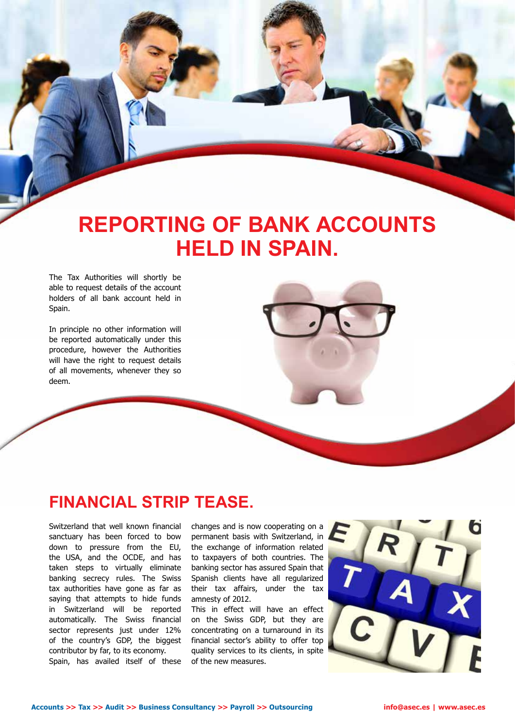# REPORTING OF BANK ACCOUNTS HELD IN SPAIN.

The Tax Authorities will shortly be able to request details of the account holders of all bank account held in Spain.

In principle no other information will be reported automatically under this procedure, however the Authorities will have the right to request details of all movements, whenever they so deem.

## FINANCIAL STRIP TEASE.

Switzerland that well known financial sanctuary has been forced to bow down to pressure from the EU, the USA, and the OCDE, and has taken steps to virtually eliminate banking secrecy rules. The Swiss tax authorities have gone as far as saying that attempts to hide funds in Switzerland will be reported automatically. The Swiss financial sector represents just under 12% of the country's GDP, the biggest contributor by far, to its economy.

Spain, has availed itself of these changes and is now cooperating on a permanent basis with Switzerland, in the exchange of information related to taxpayers of both countries. The banking sector has assured Spain that Spanish clients have all regularized their tax affairs, under the tax amnesty of 2012.

This in effect will have an effect on the Swiss GDP, but they are concentrating on a turnaround in its financial sector's ability to offer top quality services to its clients, in spite of the new measures.

**Accounts >> Tax >> Audit >> Business Consultancy >> Payroll >> Outsourcing** **info@asec.es | www.asec.es**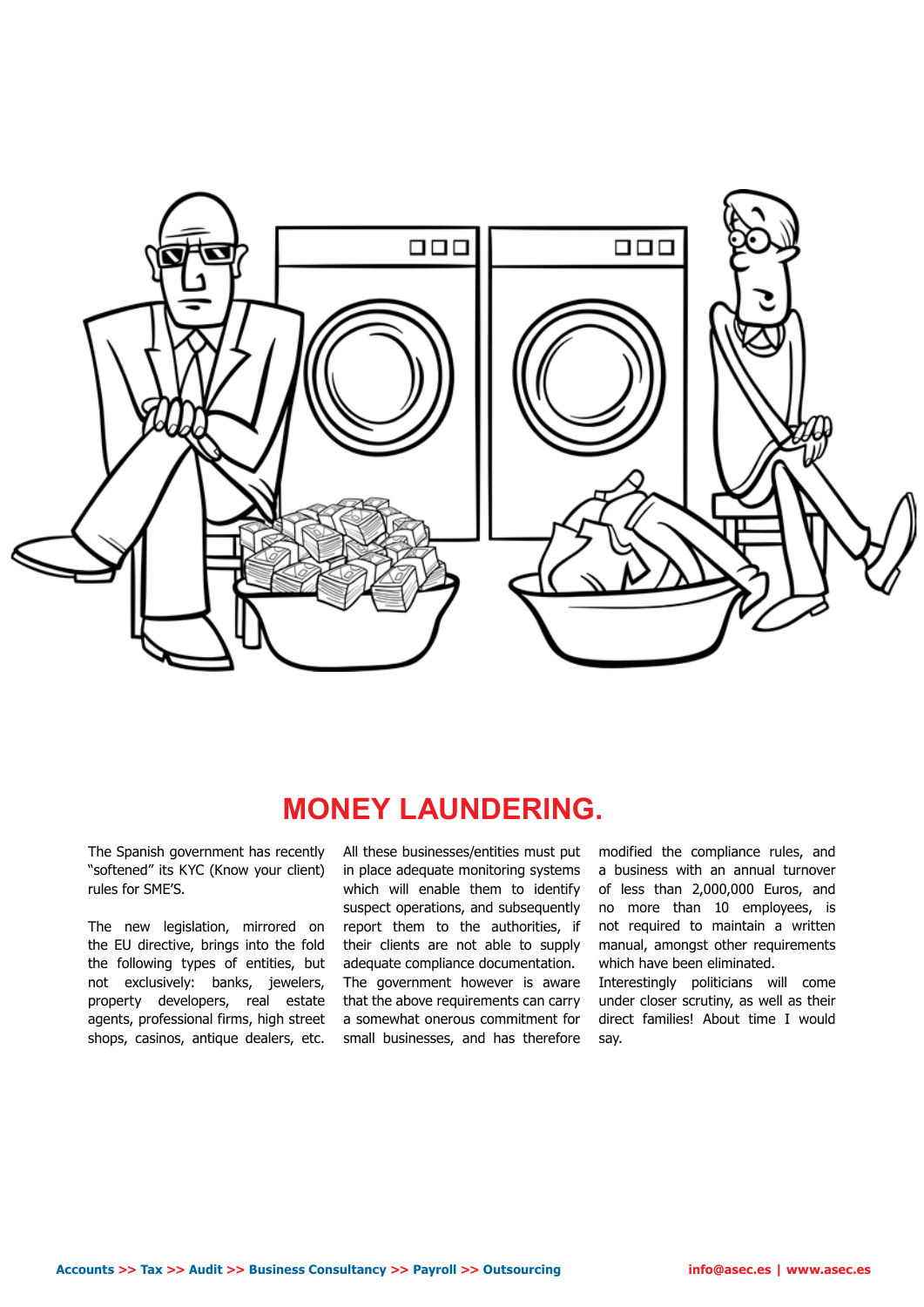# MONEY LAUNDERING.

The Spanish government has recently "softened" its KYC (Know your client) rules for SME'S.

The new legislation, mirrored on the EU directive, brings into the fold the following types of entities, but not exclusively: banks, jewelers, property developers, real estate agents, professional firms, high street shops, casinos, antique dealers, etc.

All these businesses/entities must put in place adequate monitoring systems which will enable them to identify suspect operations, and subsequently report them to the authorities, if their clients are not able to supply adequate compliance documentation.

The government however is aware that the above requirements can carry a somewhat onerous commitment for small businesses, and has therefore modified the compliance rules, and a business with an annual turnover of less than 2,000,000 Euros, and no more than 10 employees, is not required to maintain a written manual, amongst other requirements which have been eliminated.

Interestingly politicians will come under closer scrutiny, as well as their direct families! About time I would say.

**Accounts >> Tax >> Audit >> Business Consultancy >> Payroll >> Outsourcing** **info@asec.es | www.asec.es**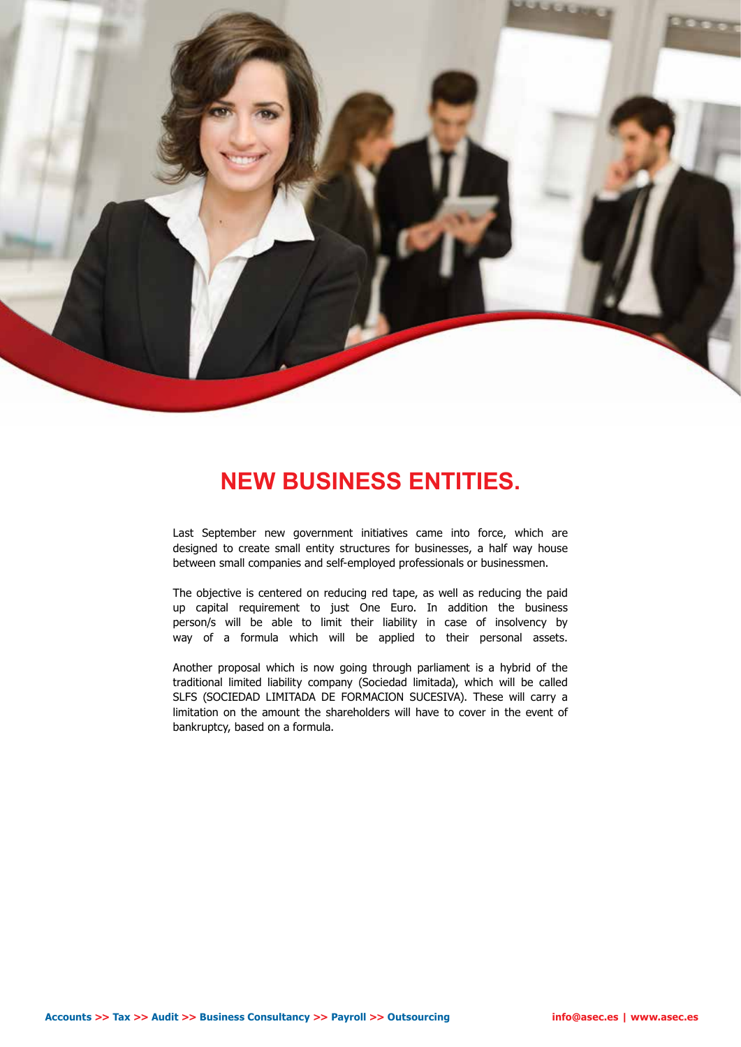# NEW BUSINESS ENTITIES.

Last September new government initiatives came into force, which are designed to create small entity structures for businesses, a half way house between small companies and self-employed professionals or businessmen.

The objective is centered on reducing red tape, as well as reducing the paid up capital requirement to just One Euro. In addition the business person/s will be able to limit their liability in case of insolvency by way of a formula which will be applied to their personal assets.

Another proposal which is now going through parliament is a hybrid of the traditional limited liability company (Sociedad limitada), which will be called SLFS (SOCIEDAD LIMITADA DE FORMACION SUCESIVA). These will carry a limitation on the amount the shareholders will have to cover in the event of bankruptcy, based on a formula.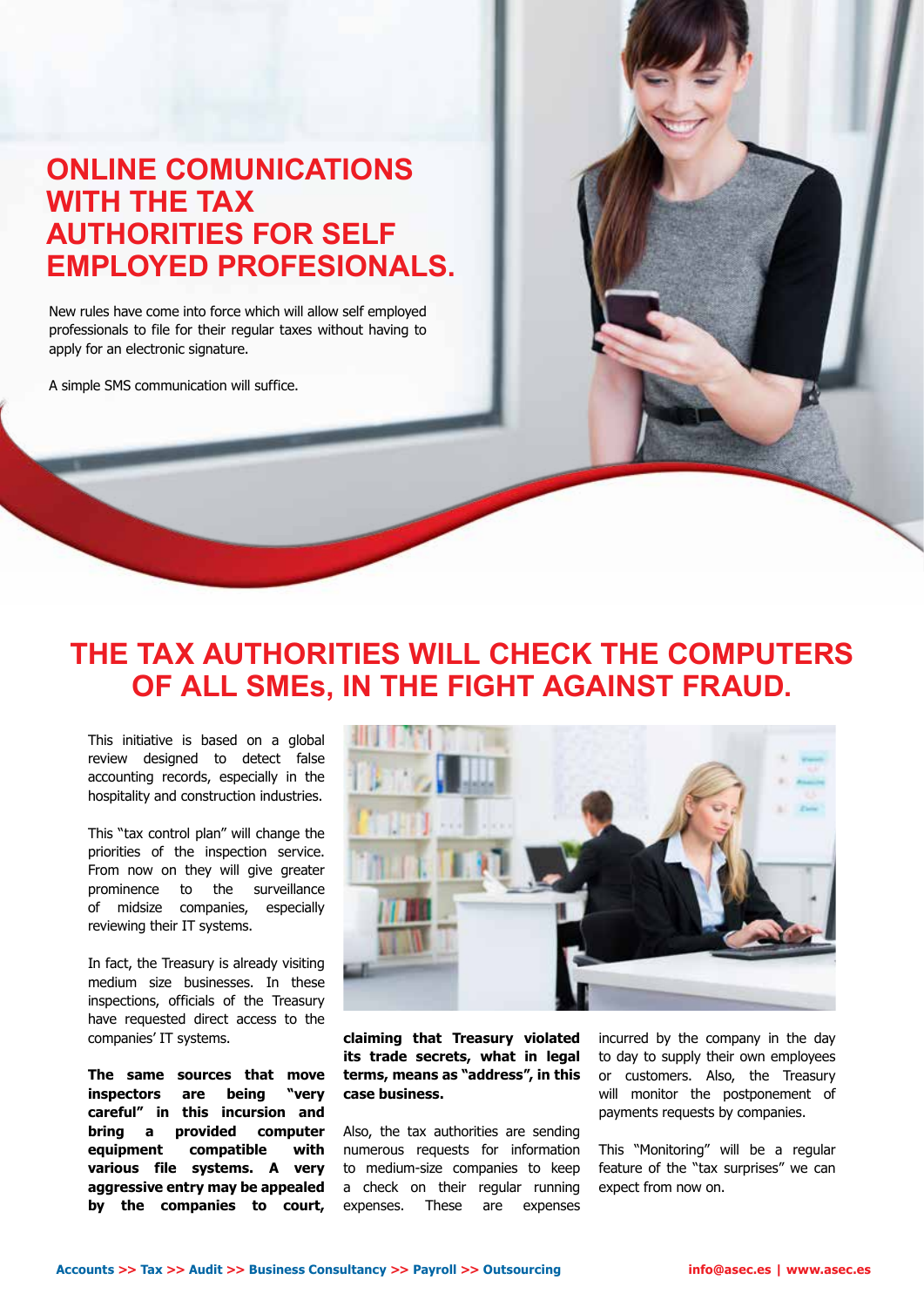# ONLINE COMUNICATIONS WITH THE TAX AUTHORITIES FOR SELF EMPLOYED PROFESIONALS.

New rules have come into force which will allow self employed professionals to file for their regular taxes without having to apply for an electronic signature.

A simple SMS communication will suffice.

# THE TAX AUTHORITIES WILL CHECK THE COMPUTERS OF ALL SMEs, IN THE FIGHT AGAINST FRAUD.

This initiative is based on a global review designed to detect false accounting records, especially in the hospitality and construction industries.

This "tax control plan" will change the priorities of the inspection service. From now on they will give greater prominence to the surveillance of midsize companies, especially reviewing their IT systems.

In fact, the Treasury is already visiting medium size businesses. In these inspections, officials of the Treasury have requested direct access to the companies' IT systems.

**The same sources that move inspectors are being "very careful" in this incursion and bring a provided computer equipment compatible with various file systems. A very aggressive entry may be appealed by the companies to court, claiming that Treasury violated its trade secrets, what in legal terms, means as "address", in this case business.**

Also, the tax authorities are sending numerous requests for information to medium-size companies to keep a check on their regular running expenses. These are expenses incurred by the company in the day to day to supply their own employees or customers. Also, the Treasury will monitor the postponement of payments requests by companies.

This "Monitoring" will be a regular feature of the "tax surprises" we can expect from now on.

**Accounts >> Tax >> Audit >> Business Consultancy >> Payroll >> Outsourcing** **info@asec.es | www.asec.es**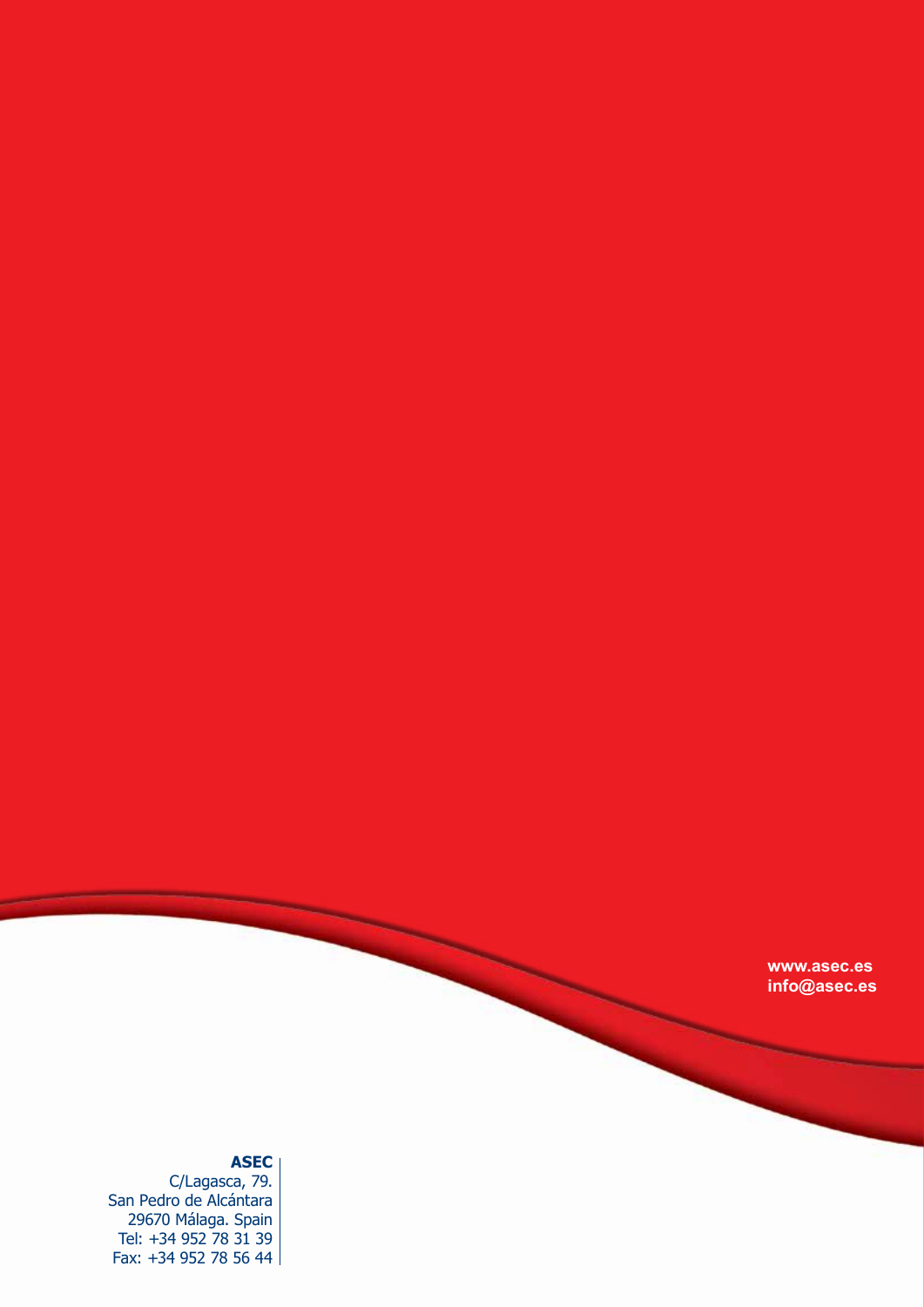www.asec.es
info@asec.es

**ASEC**
C/Lagasca, 79.
San Pedro de Alcántara
29670 Málaga. Spain
Tel: +34 952 78 31 39
Fax: +34 952 78 56 44